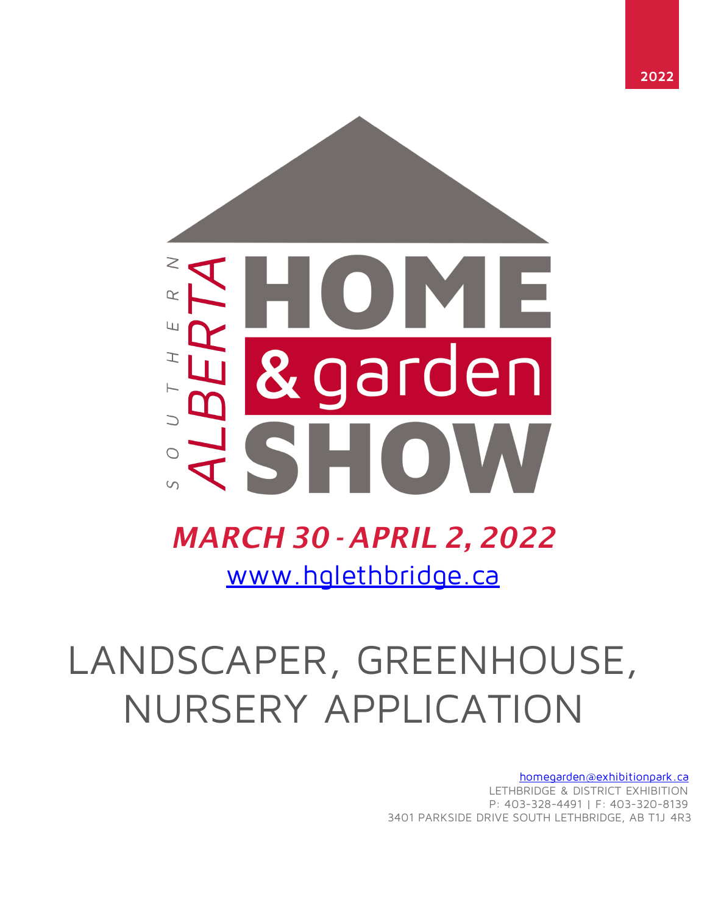2022

SOUTHERN ALBERTA HOME & garden SHOW

***MARCH 30 - APRIL 2, 2022***

[www.hglethbridge.ca](http://www.hglethbridge.ca)

# LANDSCAPER, GREENHOUSE, NURSERY APPLICATION

homegarden@exhibitionpark.ca
LETHBRIDGE & DISTRICT EXHIBITION
P: 403-328-4491 | F: 403-320-8139
3401 PARKSIDE DRIVE SOUTH LETHBRIDGE, AB T1J 4R3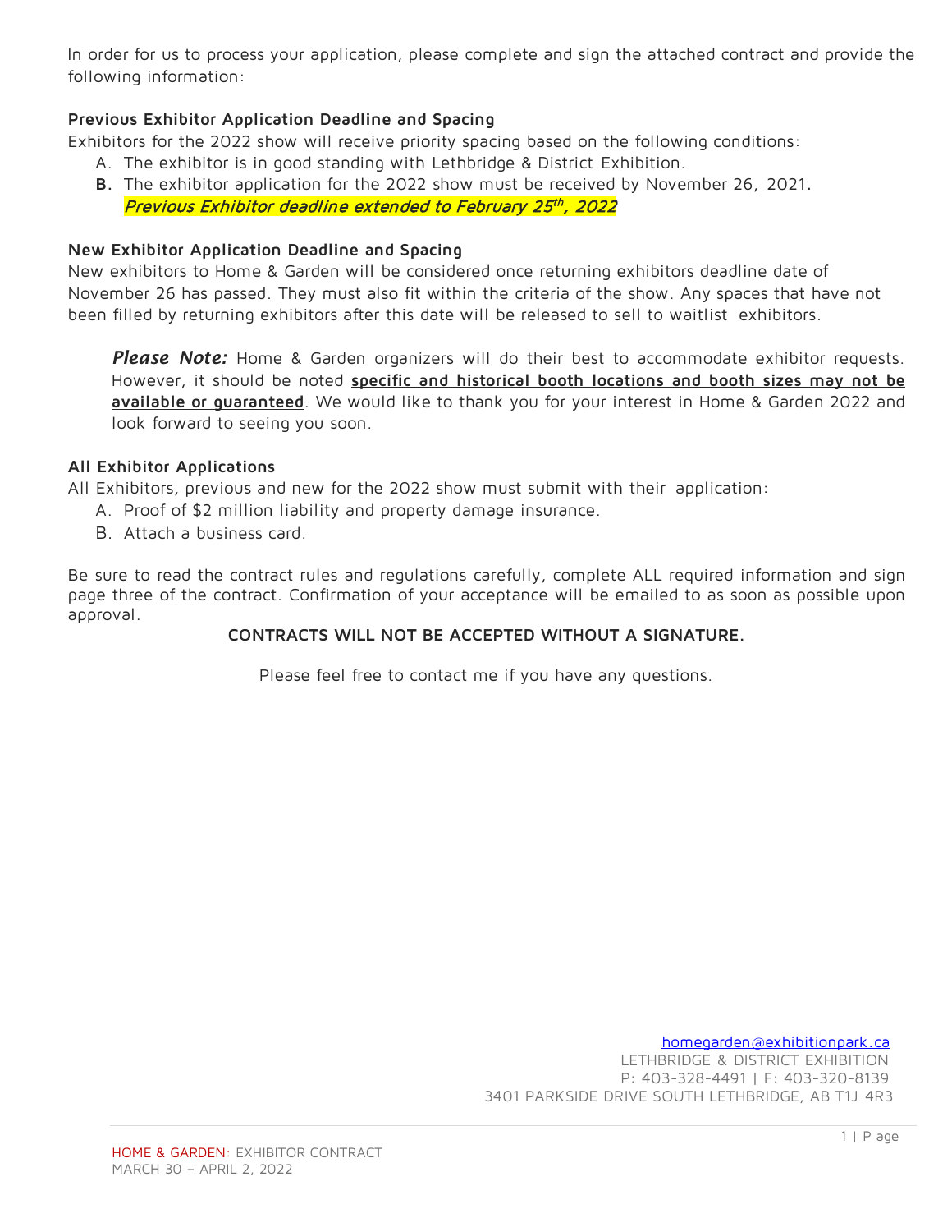In order for us to process your application, please complete and sign the attached contract and provide the following information:

**Previous Exhibitor Application Deadline and Spacing**

Exhibitors for the 2022 show will receive priority spacing based on the following conditions:

A. The exhibitor is in good standing with Lethbridge & District Exhibition.
**B.** The exhibitor application for the 2022 show must be received by November 26, 2021**.**
*Previous Exhibitor deadline extended to February 25th, 2022*

**New Exhibitor Application Deadline and Spacing**

New exhibitors to Home & Garden will be considered once returning exhibitors deadline date of November 26 has passed. They must also fit within the criteria of the show. Any spaces that have not been filled by returning exhibitors after this date will be released to sell to waitlist exhibitors.

> ***Please Note:*** Home & Garden organizers will do their best to accommodate exhibitor requests. However, it should be noted **specific and historical booth locations and booth sizes may not be available or guaranteed**. We would like to thank you for your interest in Home & Garden 2022 and look forward to seeing you soon.

**All Exhibitor Applications**

All Exhibitors, previous and new for the 2022 show must submit with their application:

A. Proof of $2 million liability and property damage insurance.
B. Attach a business card.

Be sure to read the contract rules and regulations carefully, complete ALL required information and sign page three of the contract. Confirmation of your acceptance will be emailed to as soon as possible upon approval.

**CONTRACTS WILL NOT BE ACCEPTED WITHOUT A SIGNATURE.**

Please feel free to contact me if you have any questions.

homegarden@exhibitionpark.ca
LETHBRIDGE & DISTRICT EXHIBITION
P: 403-328-4491 | F: 403-320-8139
3401 PARKSIDE DRIVE SOUTH LETHBRIDGE, AB T1J 4R3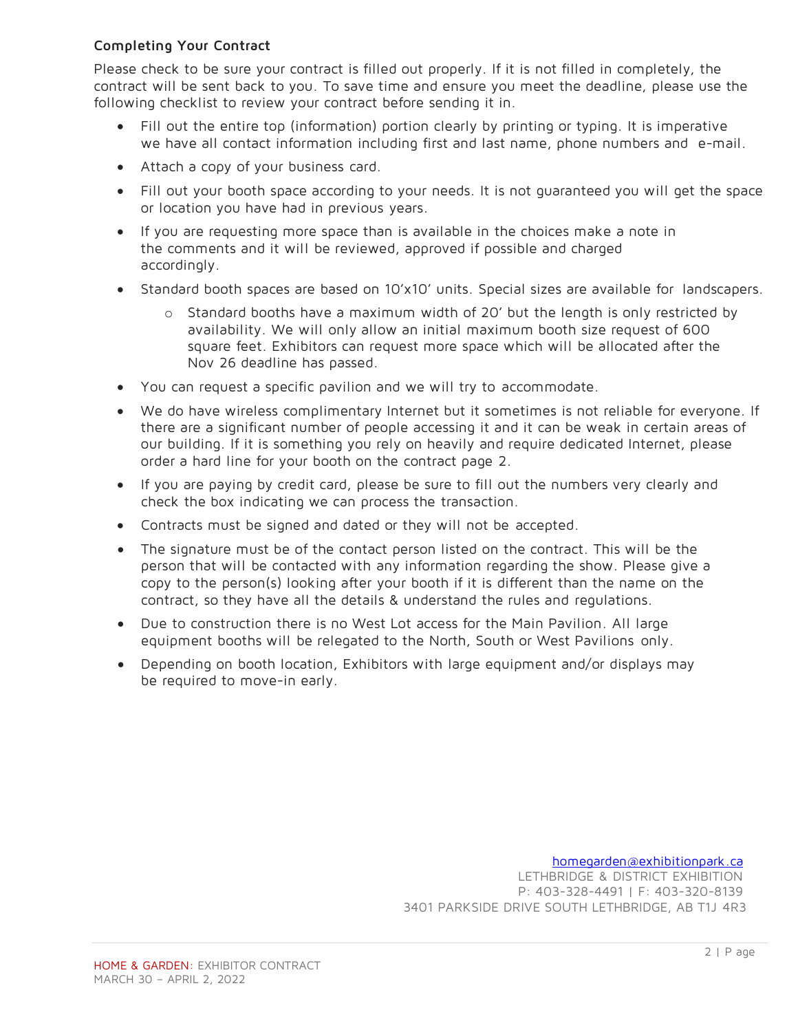**Completing Your Contract**

Please check to be sure your contract is filled out properly. If it is not filled in completely, the contract will be sent back to you. To save time and ensure you meet the deadline, please use the following checklist to review your contract before sending it in.

- Fill out the entire top (information) portion clearly by printing or typing. It is imperative we have all contact information including first and last name, phone numbers and e-mail.
- Attach a copy of your business card.
- Fill out your booth space according to your needs. It is not guaranteed you will get the space or location you have had in previous years.
- If you are requesting more space than is available in the choices make a note in the comments and it will be reviewed, approved if possible and charged accordingly.
- Standard booth spaces are based on 10'x10' units. Special sizes are available for landscapers.
    - Standard booths have a maximum width of 20' but the length is only restricted by availability. We will only allow an initial maximum booth size request of 600 square feet. Exhibitors can request more space which will be allocated after the Nov 26 deadline has passed.
- You can request a specific pavilion and we will try to accommodate.
- We do have wireless complimentary Internet but it sometimes is not reliable for everyone. If there are a significant number of people accessing it and it can be weak in certain areas of our building. If it is something you rely on heavily and require dedicated Internet, please order a hard line for your booth on the contract page 2.
- If you are paying by credit card, please be sure to fill out the numbers very clearly and check the box indicating we can process the transaction.
- Contracts must be signed and dated or they will not be accepted.
- The signature must be of the contact person listed on the contract. This will be the person that will be contacted with any information regarding the show. Please give a copy to the person(s) looking after your booth if it is different than the name on the contract, so they have all the details & understand the rules and regulations.
- Due to construction there is no West Lot access for the Main Pavilion. All large equipment booths will be relegated to the North, South or West Pavilions only.
- Depending on booth location, Exhibitors with large equipment and/or displays may be required to move-in early.

homegarden@exhibitionpark.ca
LETHBRIDGE & DISTRICT EXHIBITION
P: 403-328-4491 | F: 403-320-8139
3401 PARKSIDE DRIVE SOUTH LETHBRIDGE, AB T1J 4R3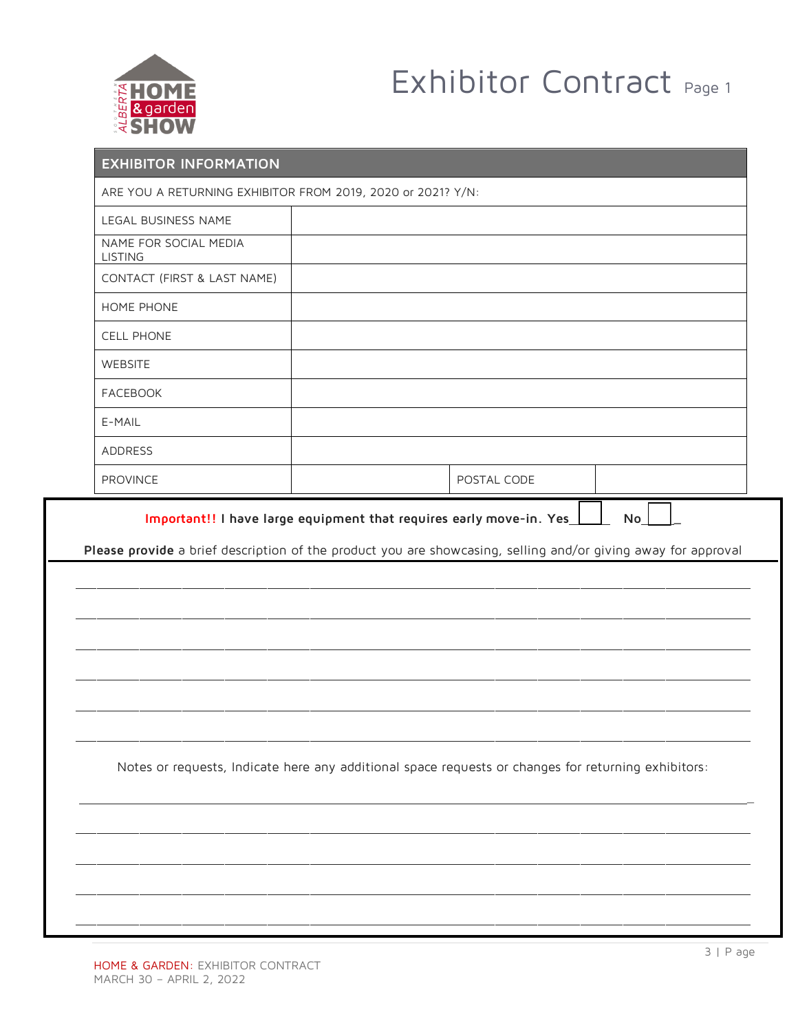# Exhibitor Contract Page 1

| EXHIBITOR INFORMATION | | | |
|---|---|---|---|
| ARE YOU A RETURNING EXHIBITOR FROM 2019, 2020 or 2021? Y/N: | | | |
| LEGAL BUSINESS NAME | | | |
| NAME FOR SOCIAL MEDIA LISTING | | | |
| CONTACT (FIRST & LAST NAME) | | | |
| HOME PHONE | | | |
| CELL PHONE | | | |
| WEBSITE | | | |
| FACEBOOK | | | |
| E-MAIL | | | |
| ADDRESS | | | |
| PROVINCE | | POSTAL CODE | |

**Important!! I have large equipment that requires early move-in. Yes**☐ **No**☐

**Please provide** a brief description of the product you are showcasing, selling and/or giving away for approval

______________________________________________________________________________

______________________________________________________________________________

______________________________________________________________________________

______________________________________________________________________________

______________________________________________________________________________

______________________________________________________________________________

Notes or requests, Indicate here any additional space requests or changes for returning exhibitors:

______________________________________________________________________________

______________________________________________________________________________

______________________________________________________________________________

______________________________________________________________________________

______________________________________________________________________________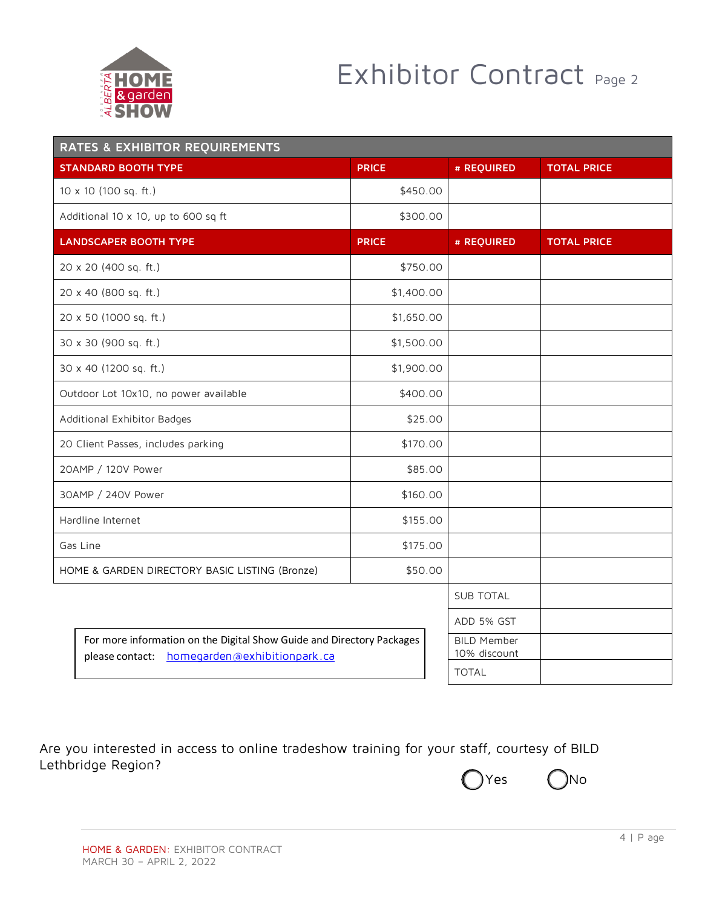# Exhibitor Contract Page 2

| RATES & EXHIBITOR REQUIREMENTS | | | |
|---|---|---|---|
| **STANDARD BOOTH TYPE** | **PRICE** | **# REQUIRED** | **TOTAL PRICE** |
| 10 x 10 (100 sq. ft.) | $450.00 | | |
| Additional 10 x 10, up to 600 sq ft | $300.00 | | |
| **LANDSCAPER BOOTH TYPE** | **PRICE** | **# REQUIRED** | **TOTAL PRICE** |
| 20 x 20 (400 sq. ft.) | $750.00 | | |
| 20 x 40 (800 sq. ft.) | $1,400.00 | | |
| 20 x 50 (1000 sq. ft.) | $1,650.00 | | |
| 30 x 30 (900 sq. ft.) | $1,500.00 | | |
| 30 x 40 (1200 sq. ft.) | $1,900.00 | | |
| Outdoor Lot 10x10, no power available | $400.00 | | |
| Additional Exhibitor Badges | $25.00 | | |
| 20 Client Passes, includes parking | $170.00 | | |
| 20AMP / 120V Power | $85.00 | | |
| 30AMP / 240V Power | $160.00 | | |
| Hardline Internet | $155.00 | | |
| Gas Line | $175.00 | | |
| HOME & GARDEN DIRECTORY BASIC LISTING (Bronze) | $50.00 | | |
| | | SUB TOTAL | |
| | | ADD 5% GST | |
| | | BILD Member 10% discount | |
| | | TOTAL | |

For more information on the Digital Show Guide and Directory Packages please contact: homegarden@exhibitionpark.ca

Are you interested in access to online tradeshow training for your staff, courtesy of BILD Lethbridge Region?

◯ Yes ◯ No

HOME & GARDEN: EXHIBITOR CONTRACT
MARCH 30 – APRIL 2, 2022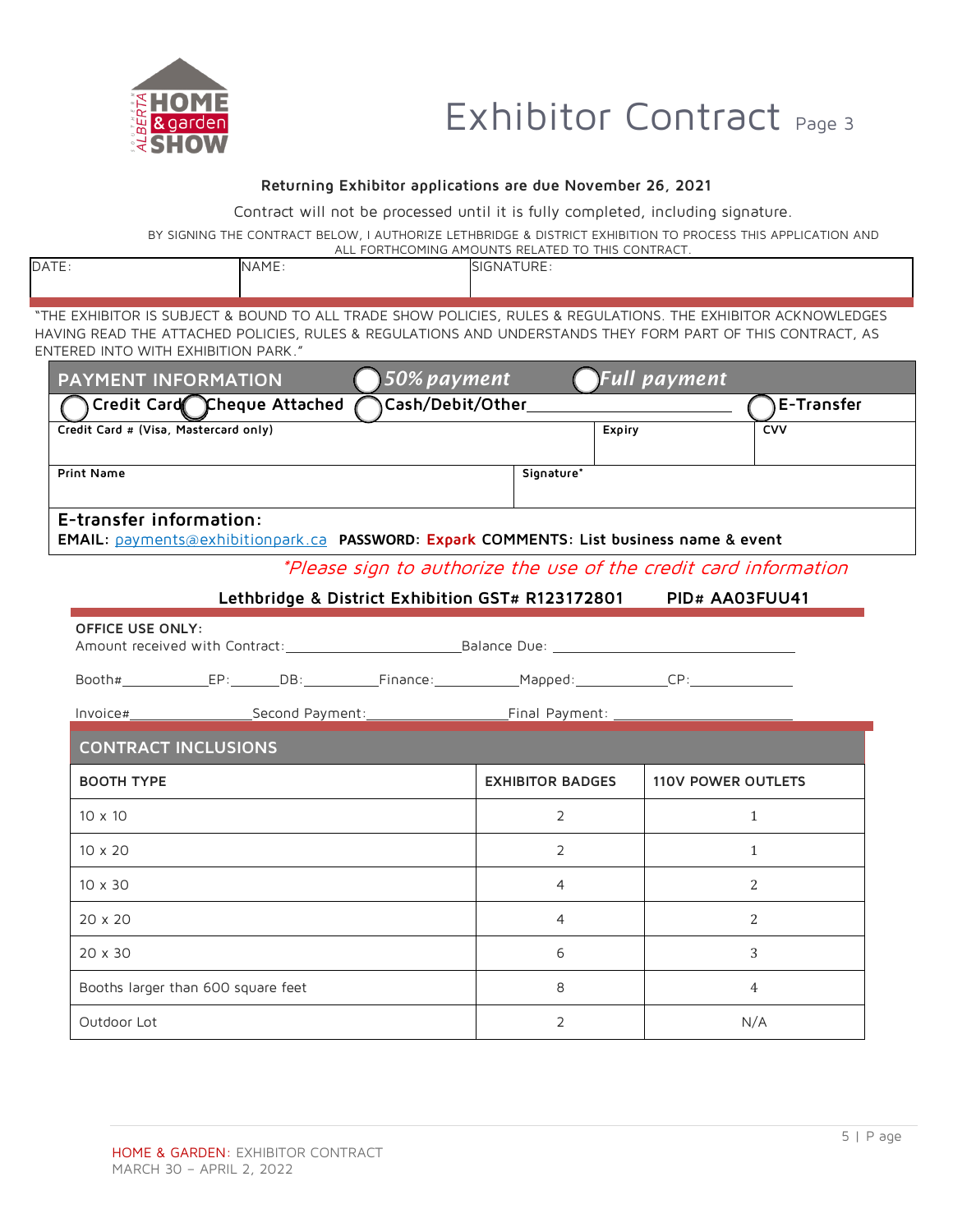# Exhibitor Contract Page 3

**Returning Exhibitor applications are due November 26, 2021**

Contract will not be processed until it is fully completed, including signature.

BY SIGNING THE CONTRACT BELOW, I AUTHORIZE LETHBRIDGE & DISTRICT EXHIBITION TO PROCESS THIS APPLICATION AND ALL FORTHCOMING AMOUNTS RELATED TO THIS CONTRACT.

| DATE: | NAME: | SIGNATURE: |
|---|---|---|
| | | |

"THE EXHIBITOR IS SUBJECT & BOUND TO ALL TRADE SHOW POLICIES, RULES & REGULATIONS. THE EXHIBITOR ACKNOWLEDGES HAVING READ THE ATTACHED POLICIES, RULES & REGULATIONS AND UNDERSTANDS THEY FORM PART OF THIS CONTRACT, AS ENTERED INTO WITH EXHIBITION PARK."

## PAYMENT INFORMATION

◯ *50% payment* ◯ *Full payment*

◯ **Credit Card** ◯ **Cheque Attached** ◯ **Cash/Debit/Other**\_\_\_\_\_\_\_\_\_\_\_\_\_\_\_\_\_\_\_\_ ◯ **E-Transfer**

| Credit Card # (Visa, Mastercard only) | Expiry | CVV |
|---|---|---|
| | | |

| Print Name | Signature* |
|---|---|
| | |

**E-transfer information:**
**EMAIL:** payments@exhibitionpark.ca **PASSWORD: Expark COMMENTS: List business name & event**

*\*Please sign to authorize the use of the credit card information*

**Lethbridge & District Exhibition GST# R123172801 PID# AA03FUU41**

**OFFICE USE ONLY:**
Amount received with Contract:\_\_\_\_\_\_\_\_\_\_\_\_\_\_\_\_\_\_\_\_ Balance Due: \_\_\_\_\_\_\_\_\_\_\_\_\_\_\_\_\_\_\_\_

Booth#\_\_\_\_\_\_\_\_\_\_ EP:\_\_\_\_\_\_ DB:\_\_\_\_\_\_\_\_ Finance:\_\_\_\_\_\_\_\_\_ Mapped:\_\_\_\_\_\_\_\_\_\_ CP:\_\_\_\_\_\_\_\_\_\_

Invoice#\_\_\_\_\_\_\_\_\_\_\_\_\_\_ Second Payment:\_\_\_\_\_\_\_\_\_\_\_\_\_\_\_\_ Final Payment: \_\_\_\_\_\_\_\_\_\_\_\_\_\_\_\_

## CONTRACT INCLUSIONS

| BOOTH TYPE | EXHIBITOR BADGES | 110V POWER OUTLETS |
|---|---|---|
| 10 x 10 | 2 | 1 |
| 10 x 20 | 2 | 1 |
| 10 x 30 | 4 | 2 |
| 20 x 20 | 4 | 2 |
| 20 x 30 | 6 | 3 |
| Booths larger than 600 square feet | 8 | 4 |
| Outdoor Lot | 2 | N/A |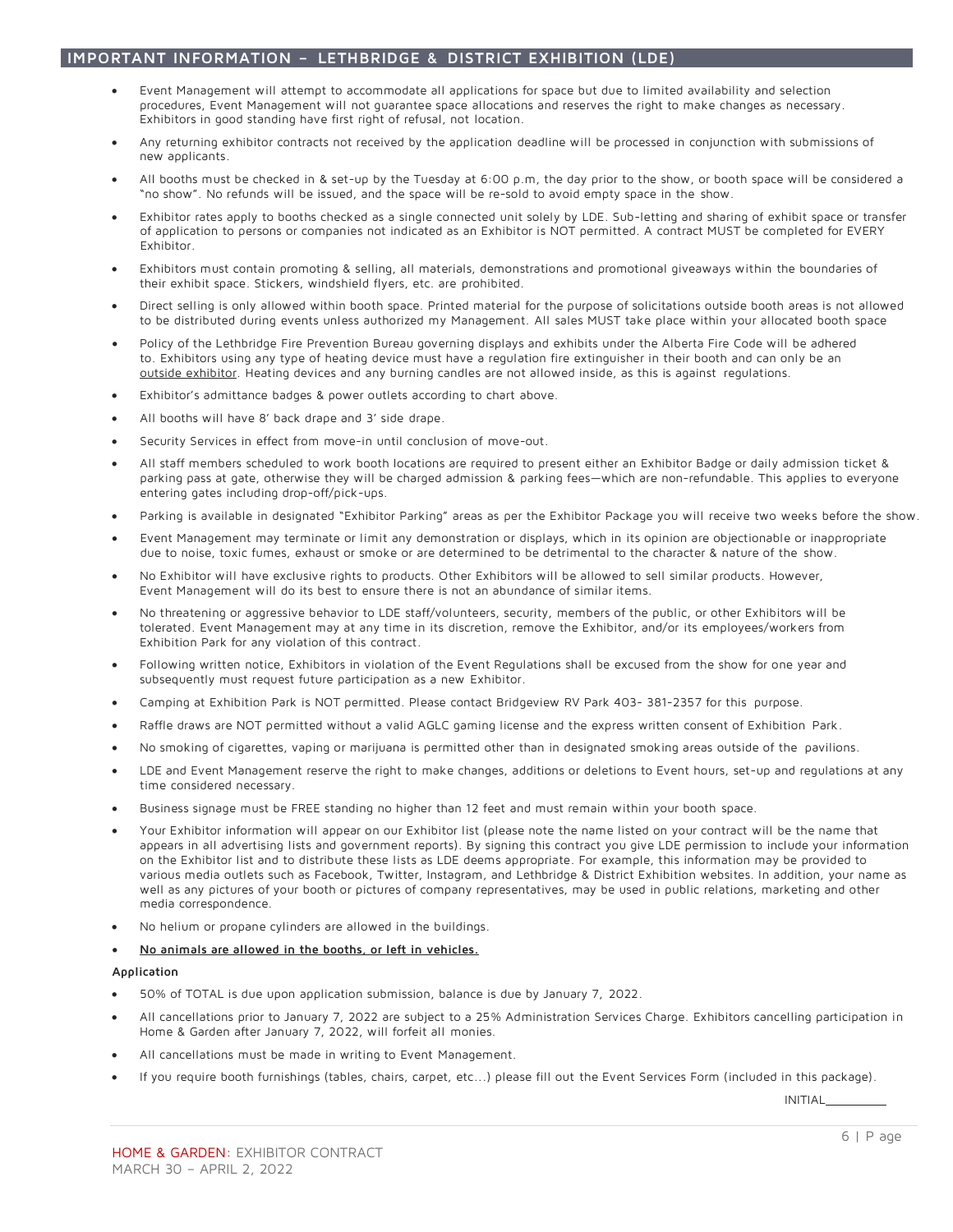## IMPORTANT INFORMATION – LETHBRIDGE & DISTRICT EXHIBITION (LDE)

- Event Management will attempt to accommodate all applications for space but due to limited availability and selection procedures, Event Management will not guarantee space allocations and reserves the right to make changes as necessary. Exhibitors in good standing have first right of refusal, not location.
- Any returning exhibitor contracts not received by the application deadline will be processed in conjunction with submissions of new applicants.
- All booths must be checked in & set-up by the Tuesday at 6:00 p.m, the day prior to the show, or booth space will be considered a "no show". No refunds will be issued, and the space will be re-sold to avoid empty space in the show.
- Exhibitor rates apply to booths checked as a single connected unit solely by LDE. Sub-letting and sharing of exhibit space or transfer of application to persons or companies not indicated as an Exhibitor is NOT permitted. A contract MUST be completed for EVERY Exhibitor.
- Exhibitors must contain promoting & selling, all materials, demonstrations and promotional giveaways within the boundaries of their exhibit space. Stickers, windshield flyers, etc. are prohibited.
- Direct selling is only allowed within booth space. Printed material for the purpose of solicitations outside booth areas is not allowed to be distributed during events unless authorized my Management. All sales MUST take place within your allocated booth space
- Policy of the Lethbridge Fire Prevention Bureau governing displays and exhibits under the Alberta Fire Code will be adhered to. Exhibitors using any type of heating device must have a regulation fire extinguisher in their booth and can only be an outside exhibitor. Heating devices and any burning candles are not allowed inside, as this is against regulations.
- Exhibitor's admittance badges & power outlets according to chart above.
- All booths will have 8' back drape and 3' side drape.
- Security Services in effect from move-in until conclusion of move-out.
- All staff members scheduled to work booth locations are required to present either an Exhibitor Badge or daily admission ticket & parking pass at gate, otherwise they will be charged admission & parking fees—which are non-refundable. This applies to everyone entering gates including drop-off/pick-ups.
- Parking is available in designated "Exhibitor Parking" areas as per the Exhibitor Package you will receive two weeks before the show.
- Event Management may terminate or limit any demonstration or displays, which in its opinion are objectionable or inappropriate due to noise, toxic fumes, exhaust or smoke or are determined to be detrimental to the character & nature of the show.
- No Exhibitor will have exclusive rights to products. Other Exhibitors will be allowed to sell similar products. However, Event Management will do its best to ensure there is not an abundance of similar items.
- No threatening or aggressive behavior to LDE staff/volunteers, security, members of the public, or other Exhibitors will be tolerated. Event Management may at any time in its discretion, remove the Exhibitor, and/or its employees/workers from Exhibition Park for any violation of this contract.
- Following written notice, Exhibitors in violation of the Event Regulations shall be excused from the show for one year and subsequently must request future participation as a new Exhibitor.
- Camping at Exhibition Park is NOT permitted. Please contact Bridgeview RV Park 403- 381-2357 for this purpose.
- Raffle draws are NOT permitted without a valid AGLC gaming license and the express written consent of Exhibition Park.
- No smoking of cigarettes, vaping or marijuana is permitted other than in designated smoking areas outside of the pavilions.
- LDE and Event Management reserve the right to make changes, additions or deletions to Event hours, set-up and regulations at any time considered necessary.
- Business signage must be FREE standing no higher than 12 feet and must remain within your booth space.
- Your Exhibitor information will appear on our Exhibitor list (please note the name listed on your contract will be the name that appears in all advertising lists and government reports). By signing this contract you give LDE permission to include your information on the Exhibitor list and to distribute these lists as LDE deems appropriate. For example, this information may be provided to various media outlets such as Facebook, Twitter, Instagram, and Lethbridge & District Exhibition websites. In addition, your name as well as any pictures of your booth or pictures of company representatives, may be used in public relations, marketing and other media correspondence.
- No helium or propane cylinders are allowed in the buildings.
- **No animals are allowed in the booths, or left in vehicles.**

**Application**

- 50% of TOTAL is due upon application submission, balance is due by January 7, 2022.
- All cancellations prior to January 7, 2022 are subject to a 25% Administration Services Charge. Exhibitors cancelling participation in Home & Garden after January 7, 2022, will forfeit all monies.
- All cancellations must be made in writing to Event Management.
- If you require booth furnishings (tables, chairs, carpet, etc…) please fill out the Event Services Form (included in this package).

INITIAL__________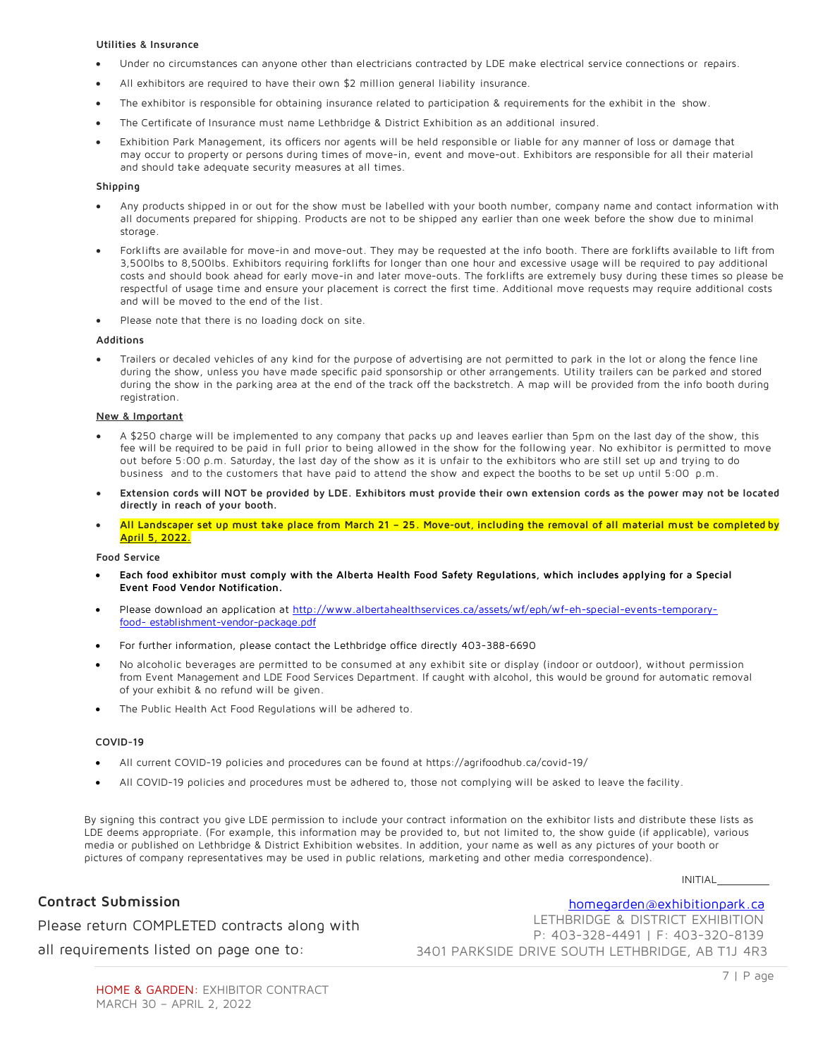### Utilities & Insurance

- Under no circumstances can anyone other than electricians contracted by LDE make electrical service connections or repairs.
- All exhibitors are required to have their own $2 million general liability insurance.
- The exhibitor is responsible for obtaining insurance related to participation & requirements for the exhibit in the show.
- The Certificate of Insurance must name Lethbridge & District Exhibition as an additional insured.
- Exhibition Park Management, its officers nor agents will be held responsible or liable for any manner of loss or damage that may occur to property or persons during times of move-in, event and move-out. Exhibitors are responsible for all their material and should take adequate security measures at all times.

### Shipping

- Any products shipped in or out for the show must be labelled with your booth number, company name and contact information with all documents prepared for shipping. Products are not to be shipped any earlier than one week before the show due to minimal storage.
- Forklifts are available for move-in and move-out. They may be requested at the info booth. There are forklifts available to lift from 3,500lbs to 8,500lbs. Exhibitors requiring forklifts for longer than one hour and excessive usage will be required to pay additional costs and should book ahead for early move-in and later move-outs. The forklifts are extremely busy during these times so please be respectful of usage time and ensure your placement is correct the first time. Additional move requests may require additional costs and will be moved to the end of the list.
- Please note that there is no loading dock on site.

### Additions

- Trailers or decaled vehicles of any kind for the purpose of advertising are not permitted to park in the lot or along the fence line during the show, unless you have made specific paid sponsorship or other arrangements. Utility trailers can be parked and stored during the show in the parking area at the end of the track off the backstretch. A map will be provided from the info booth during registration.

### New & Important

- A $250 charge will be implemented to any company that packs up and leaves earlier than 5pm on the last day of the show, this fee will be required to be paid in full prior to being allowed in the show for the following year. No exhibitor is permitted to move out before 5:00 p.m. Saturday, the last day of the show as it is unfair to the exhibitors who are still set up and trying to do business and to the customers that have paid to attend the show and expect the booths to be set up until 5:00 p.m.
- **Extension cords will NOT be provided by LDE. Exhibitors must provide their own extension cords as the power may not be located directly in reach of your booth.**
- **All Landscaper set up must take place from March 21 – 25. Move-out, including the removal of all material must be completed by April 5, 2022.**

### Food Service

- **Each food exhibitor must comply with the Alberta Health Food Safety Regulations, which includes applying for a Special Event Food Vendor Notification.**
- Please download an application at http://www.albertahealthservices.ca/assets/wf/eph/wf-eh-special-events-temporary-food- establishment-vendor-package.pdf
- For further information, please contact the Lethbridge office directly 403-388-6690
- No alcoholic beverages are permitted to be consumed at any exhibit site or display (indoor or outdoor), without permission from Event Management and LDE Food Services Department. If caught with alcohol, this would be ground for automatic removal of your exhibit & no refund will be given.
- The Public Health Act Food Regulations will be adhered to.

### COVID-19

- All current COVID-19 policies and procedures can be found at https://agrifoodhub.ca/covid-19/
- All COVID-19 policies and procedures must be adhered to, those not complying will be asked to leave the facility.

By signing this contract you give LDE permission to include your contract information on the exhibitor lists and distribute these lists as LDE deems appropriate. (For example, this information may be provided to, but not limited to, the show guide (if applicable), various media or published on Lethbridge & District Exhibition websites. In addition, your name as well as any pictures of your booth or pictures of company representatives may be used in public relations, marketing and other media correspondence).

INITIAL__________

### Contract Submission

Please return COMPLETED contracts along with all requirements listed on page one to:

homegarden@exhibitionpark.ca
LETHBRIDGE & DISTRICT EXHIBITION
P: 403-328-4491 | F: 403-320-8139
3401 PARKSIDE DRIVE SOUTH LETHBRIDGE, AB T1J 4R3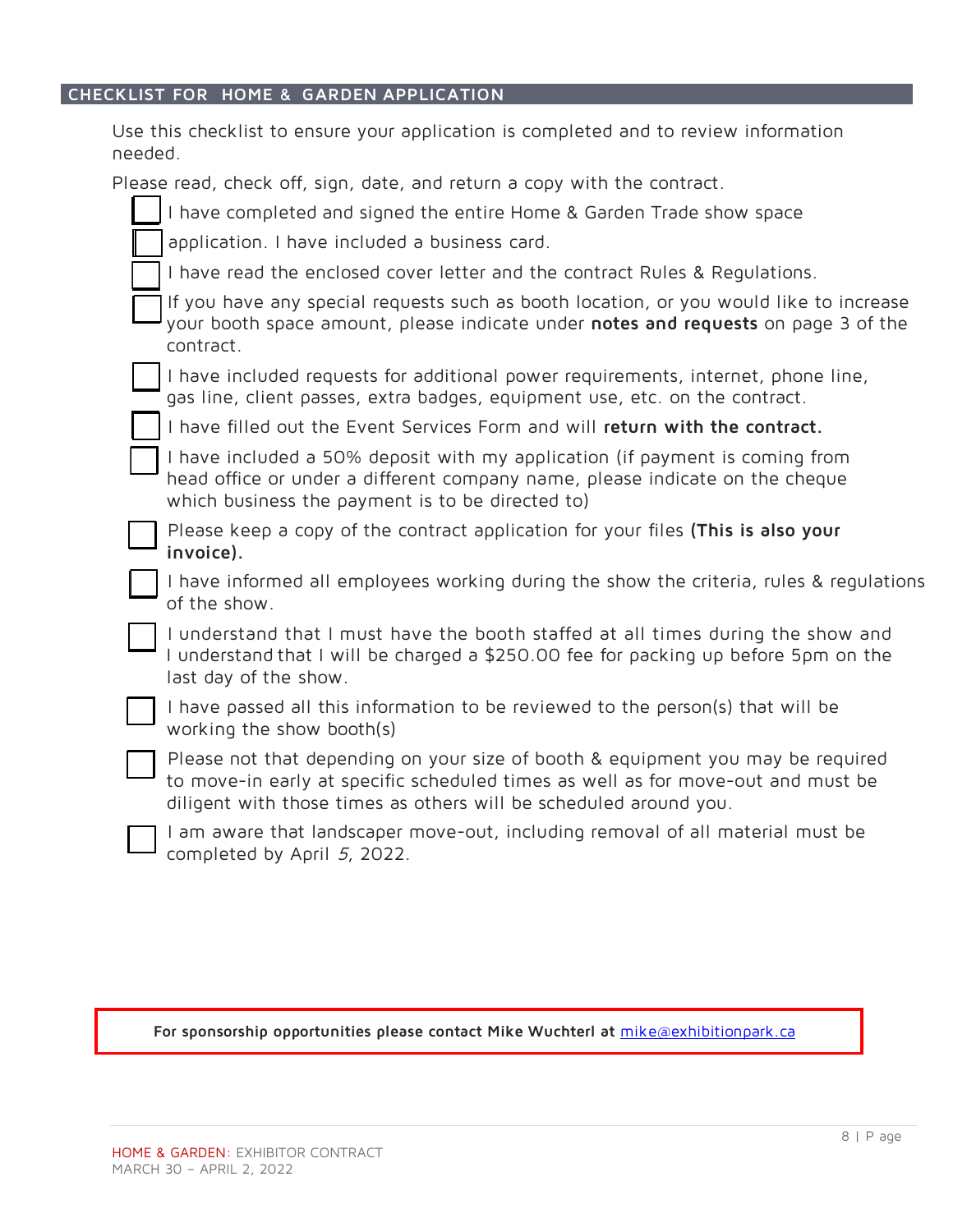## CHECKLIST FOR HOME & GARDEN APPLICATION

Use this checklist to ensure your application is completed and to review information needed.

Please read, check off, sign, date, and return a copy with the contract.

- [ ] I have completed and signed the entire Home & Garden Trade show space
- [ ] application. I have included a business card.
- [ ] I have read the enclosed cover letter and the contract Rules & Regulations.
- [ ] If you have any special requests such as booth location, or you would like to increase your booth space amount, please indicate under **notes and requests** on page 3 of the contract.
- [ ] I have included requests for additional power requirements, internet, phone line, gas line, client passes, extra badges, equipment use, etc. on the contract.
- [ ] I have filled out the Event Services Form and will **return with the contract.**
- [ ] I have included a 50% deposit with my application (if payment is coming from head office or under a different company name, please indicate on the cheque which business the payment is to be directed to)
- [ ] Please keep a copy of the contract application for your files **(This is also your invoice).**
- [ ] I have informed all employees working during the show the criteria, rules & regulations of the show.
- [ ] I understand that I must have the booth staffed at all times during the show and I understand that I will be charged a $250.00 fee for packing up before 5pm on the last day of the show.
- [ ] I have passed all this information to be reviewed to the person(s) that will be working the show booth(s)
- [ ] Please not that depending on your size of booth & equipment you may be required to move-in early at specific scheduled times as well as for move-out and must be diligent with those times as others will be scheduled around you.
- [ ] I am aware that landscaper move-out, including removal of all material must be completed by April *5*, 2022.

**For sponsorship opportunities please contact Mike Wuchterl at** [mike@exhibitionpark.ca](mailto:mike@exhibitionpark.ca)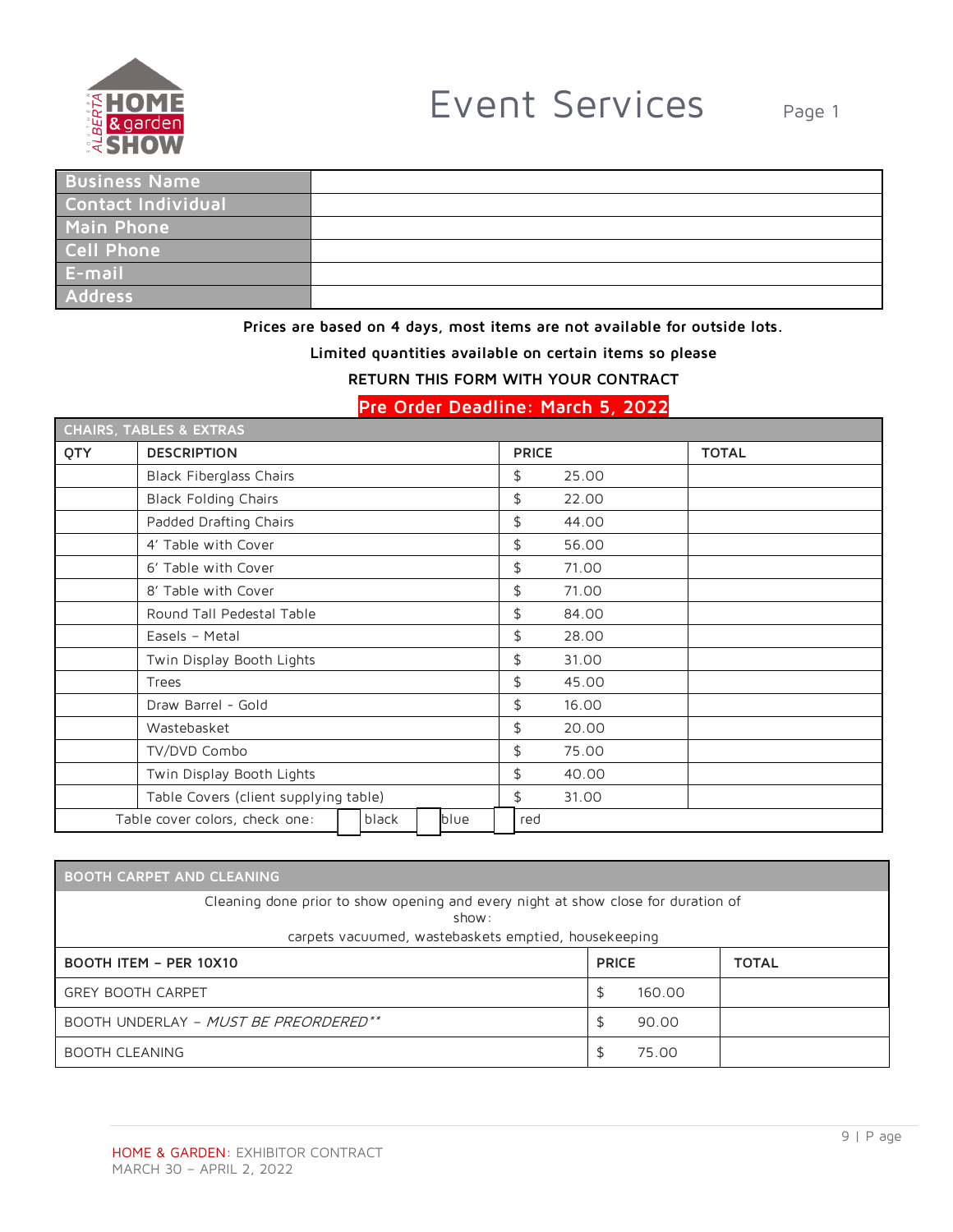# Event Services

Page 1

| Business Name | |
|---|---|
| Contact Individual | |
| Main Phone | |
| Cell Phone | |
| E-mail | |
| Address | |

**Prices are based on 4 days, most items are not available for outside lots.**

**Limited quantities available on certain items so please**

**RETURN THIS FORM WITH YOUR CONTRACT**

**Pre Order Deadline: March 5, 2022**

| CHAIRS, TABLES & EXTRAS | | | |
|---|---|---|---|
| **QTY** | **DESCRIPTION** | **PRICE** | **TOTAL** |
| | Black Fiberglass Chairs | $ 25.00 | |
| | Black Folding Chairs | $ 22.00 | |
| | Padded Drafting Chairs | $ 44.00 | |
| | 4' Table with Cover | $ 56.00 | |
| | 6' Table with Cover | $ 71.00 | |
| | 8' Table with Cover | $ 71.00 | |
| | Round Tall Pedestal Table | $ 84.00 | |
| | Easels – Metal | $ 28.00 | |
| | Twin Display Booth Lights | $ 31.00 | |
| | Trees | $ 45.00 | |
| | Draw Barrel - Gold | $ 16.00 | |
| | Wastebasket | $ 20.00 | |
| | TV/DVD Combo | $ 75.00 | |
| | Twin Display Booth Lights | $ 40.00 | |
| | Table Covers (client supplying table) | $ 31.00 | |
| Table cover colors, check one: ☐ black ☐ blue ☐ red | | | |

| BOOTH CARPET AND CLEANING | | |
|---|---|---|
| Cleaning done prior to show opening and every night at show close for duration of show: carpets vacuumed, wastebaskets emptied, housekeeping | | |
| **BOOTH ITEM – PER 10X10** | **PRICE** | **TOTAL** |
| GREY BOOTH CARPET | $ 160.00 | |
| BOOTH UNDERLAY – *MUST BE PREORDERED\*\** | $ 90.00 | |
| BOOTH CLEANING | $ 75.00 | |

HOME & GARDEN: EXHIBITOR CONTRACT
MARCH 30 – APRIL 2, 2022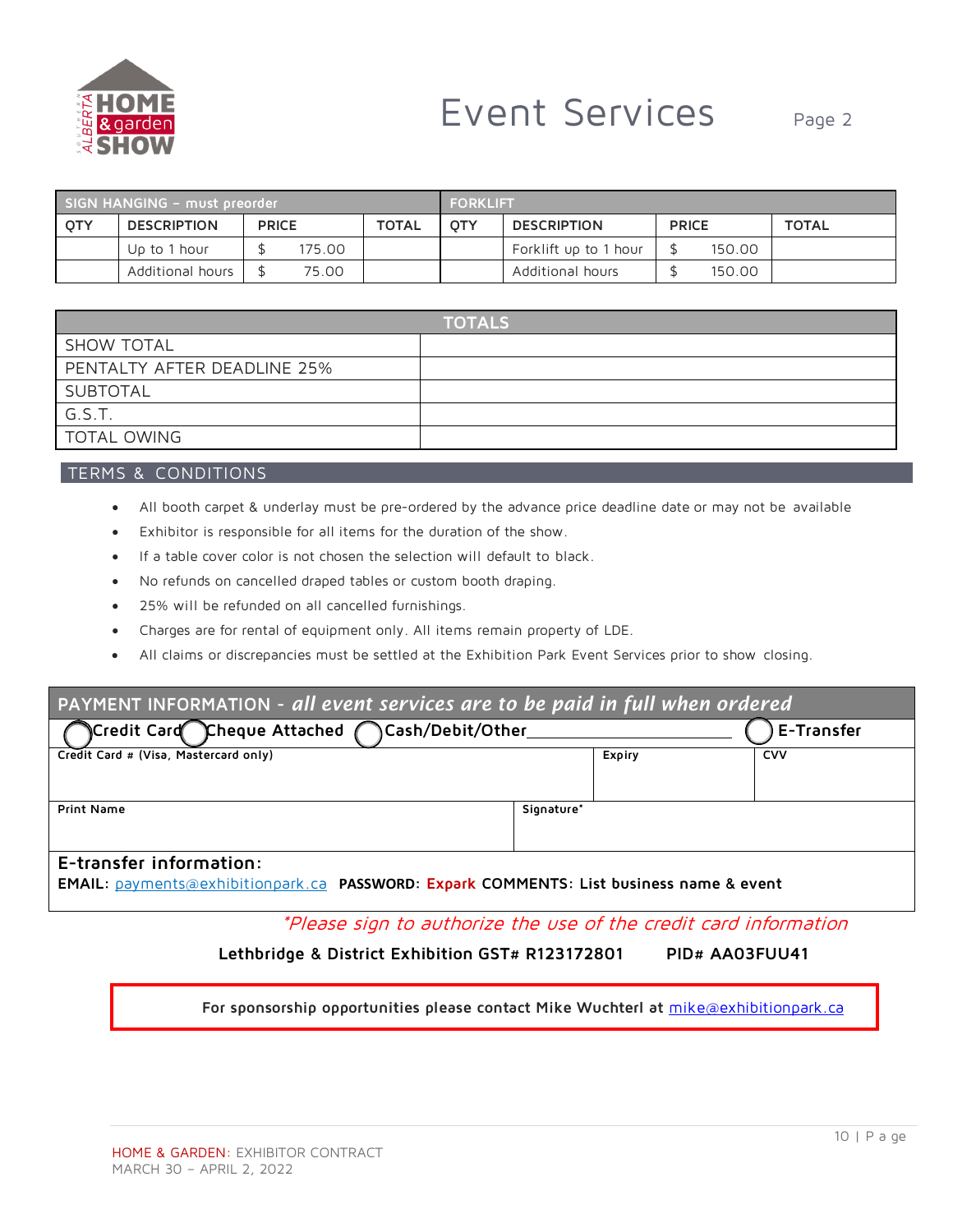# Event Services

Page 2

| SIGN HANGING – must preorder | | | | FORKLIFT | | | |
|---|---|---|---|---|---|---|---|
| QTY | DESCRIPTION | PRICE | TOTAL | QTY | DESCRIPTION | PRICE | TOTAL |
| | Up to 1 hour | $ 175.00 | | | Forklift up to 1 hour | $ 150.00 | |
| | Additional hours | $ 75.00 | | | Additional hours | $ 150.00 | |

| TOTALS | |
|---|---|
| SHOW TOTAL | |
| PENTALTY AFTER DEADLINE 25% | |
| SUBTOTAL | |
| G.S.T. | |
| TOTAL OWING | |

## TERMS & CONDITIONS

- All booth carpet & underlay must be pre-ordered by the advance price deadline date or may not be available
- Exhibitor is responsible for all items for the duration of the show.
- If a table cover color is not chosen the selection will default to black.
- No refunds on cancelled draped tables or custom booth draping.
- 25% will be refunded on all cancelled furnishings.
- Charges are for rental of equipment only. All items remain property of LDE.
- All claims or discrepancies must be settled at the Exhibition Park Event Services prior to show closing.

## PAYMENT INFORMATION - *all event services are to be paid in full when ordered*

○ Credit Card ○ Cheque Attached ○ Cash/Debit/Other________ ○ E-Transfer

| Credit Card # (Visa, Mastercard only) | Expiry | CVV |
|---|---|---|
| | | |

| Print Name | Signature* |
|---|---|
| | |

**E-transfer information:**

**EMAIL:** payments@exhibitionpark.ca **PASSWORD: Expark COMMENTS: List business name & event**

*\*Please sign to authorize the use of the credit card information*

**Lethbridge & District Exhibition GST# R123172801 PID# AA03FUU41**

**For sponsorship opportunities please contact Mike Wuchterl at** mike@exhibitionpark.ca